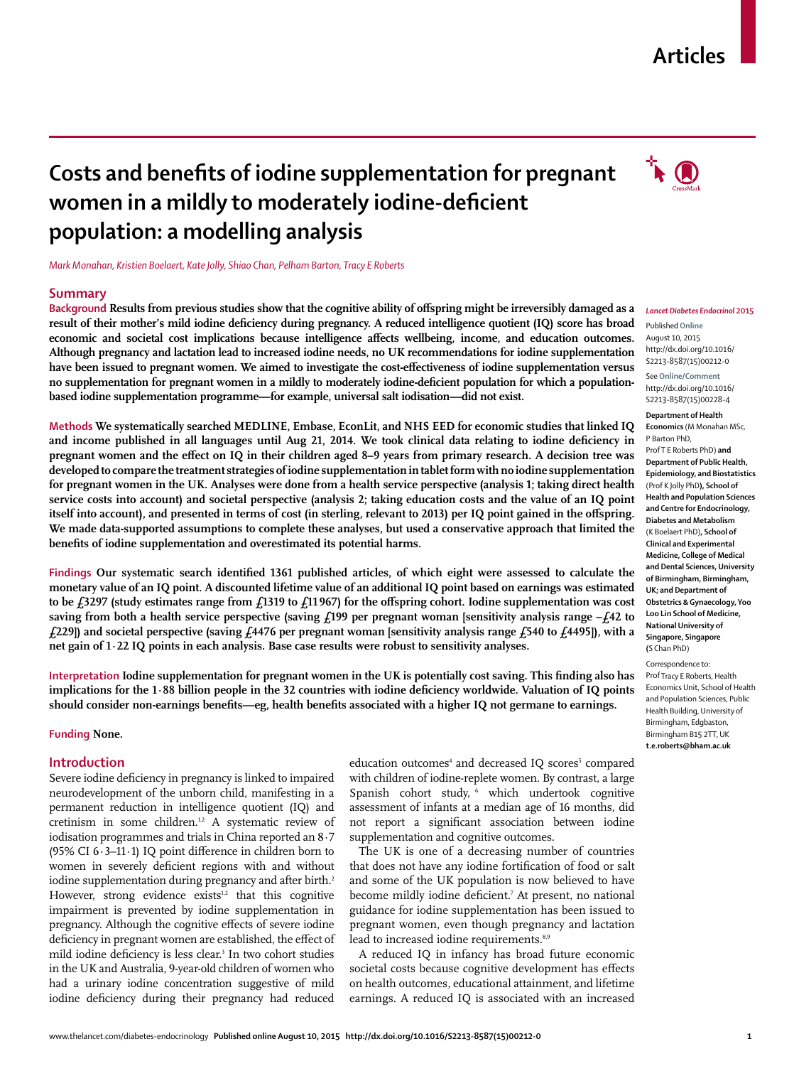# Costs and benefits of iodine supplementation for pregnant women in a mildly to moderately iodine-deficient population: a modelling analysis

*Mark Monahan, Kristien Boelaert, Kate Jolly, Shiao Chan, Pelham Barton, Tracy E Roberts*

## Summary

**Background** Results from previous studies show that the cognitive ability of offspring might be irreversibly damaged as a result of their mother's mild iodine deficiency during pregnancy. A reduced intelligence quotient (IQ) score has broad economic and societal cost implications because intelligence affects wellbeing, income, and education outcomes. Although pregnancy and lactation lead to increased iodine needs, no UK recommendations for iodine supplementation have been issued to pregnant women. We aimed to investigate the cost-effectiveness of iodine supplementation versus no supplementation for pregnant women in a mildly to moderately iodine-deficient population for which a population-based iodine supplementation programme—for example, universal salt iodisation—did not exist.

**Methods** We systematically searched MEDLINE, Embase, EconLit, and NHS EED for economic studies that linked IQ and income published in all languages until Aug 21, 2014. We took clinical data relating to iodine deficiency in pregnant women and the effect on IQ in their children aged 8–9 years from primary research. A decision tree was developed to compare the treatment strategies of iodine supplementation in tablet form with no iodine supplementation for pregnant women in the UK. Analyses were done from a health service perspective (analysis 1; taking direct health service costs into account) and societal perspective (analysis 2; taking education costs and the value of an IQ point itself into account), and presented in terms of cost (in sterling, relevant to 2013) per IQ point gained in the offspring. We made data-supported assumptions to complete these analyses, but used a conservative approach that limited the benefits of iodine supplementation and overestimated its potential harms.

**Findings** Our systematic search identified 1361 published articles, of which eight were assessed to calculate the monetary value of an IQ point. A discounted lifetime value of an additional IQ point based on earnings was estimated to be £3297 (study estimates range from £1319 to £11967) for the offspring cohort. Iodine supplementation was cost saving from both a health service perspective (saving £199 per pregnant woman [sensitivity analysis range –£42 to £229]) and societal perspective (saving £4476 per pregnant woman [sensitivity analysis range £540 to £4495]), with a net gain of 1·22 IQ points in each analysis. Base case results were robust to sensitivity analyses.

**Interpretation** Iodine supplementation for pregnant women in the UK is potentially cost saving. This finding also has implications for the 1·88 billion people in the 32 countries with iodine deficiency worldwide. Valuation of IQ points should consider non-earnings benefits—eg, health benefits associated with a higher IQ not germane to earnings.

**Funding** None.

*Lancet Diabetes Endocrinol* 2015

Published **Online** August 10, 2015 http://dx.doi.org/10.1016/S2213-8587(15)00212-0

See **Online/Comment** http://dx.doi.org/10.1016/S2213-8587(15)00228-4

**Department of Health Economics** (M Monahan MSc, P Barton PhD, Prof T E Roberts PhD) **and Department of Public Health, Epidemiology, and Biostatistics** (Prof K Jolly PhD), **School of Health and Population Sciences and Centre for Endocrinology, Diabetes and Metabolism** (K Boelaert PhD), **School of Clinical and Experimental Medicine, College of Medical and Dental Sciences, University of Birmingham, Birmingham, UK; and Department of Obstetrics & Gynaecology, Yoo Loo Lin School of Medicine, National University of Singapore, Singapore** (S Chan PhD)

Correspondence to: Prof Tracy E Roberts, Health Economics Unit, School of Health and Population Sciences, Public Health Building, University of Birmingham, Edgbaston, Birmingham B15 2TT, UK **t.e.roberts@bham.ac.uk**

## Introduction

Severe iodine deficiency in pregnancy is linked to impaired neurodevelopment of the unborn child, manifesting in a permanent reduction in intelligence quotient (IQ) and cretinism in some children.[1,2] A systematic review of iodisation programmes and trials in China reported an 8·7 (95% CI 6·3–11·1) IQ point difference in children born to women in severely deficient regions with and without iodine supplementation during pregnancy and after birth.[2] However, strong evidence exists[1,2] that this cognitive impairment is prevented by iodine supplementation in pregnancy. Although the cognitive effects of severe iodine deficiency in pregnant women are established, the effect of mild iodine deficiency is less clear.[3] In two cohort studies in the UK and Australia, 9-year-old children of women who had a urinary iodine concentration suggestive of mild iodine deficiency during their pregnancy had reduced education outcomes[4] and decreased IQ scores[5] compared with children of iodine-replete women. By contrast, a large Spanish cohort study,[6] which undertook cognitive assessment of infants at a median age of 16 months, did not report a significant association between iodine supplementation and cognitive outcomes.

The UK is one of a decreasing number of countries that does not have any iodine fortification of food or salt and some of the UK population is now believed to have become mildly iodine deficient.[7] At present, no national guidance for iodine supplementation has been issued to pregnant women, even though pregnancy and lactation lead to increased iodine requirements.[8,9]

A reduced IQ in infancy has broad future economic societal costs because cognitive development has effects on health outcomes, educational attainment, and lifetime earnings. A reduced IQ is associated with an increased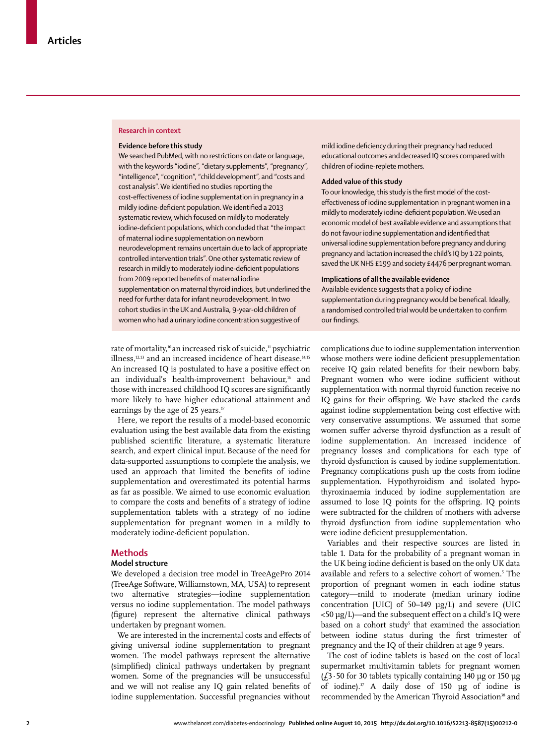## Research in context

### Evidence before this study

We searched PubMed, with no restrictions on date or language, with the keywords "iodine", "dietary supplements", "pregnancy", "intelligence", "cognition", "child development", and "costs and cost analysis". We identified no studies reporting the cost-effectiveness of iodine supplementation in pregnancy in a mildly iodine-deficient population. We identified a 2013 systematic review, which focused on mildly to moderately iodine-deficient populations, which concluded that "the impact of maternal iodine supplementation on newborn neurodevelopment remains uncertain due to lack of appropriate controlled intervention trials". One other systematic review of research in mildly to moderately iodine-deficient populations from 2009 reported benefits of maternal iodine supplementation on maternal thyroid indices, but underlined the need for further data for infant neurodevelopment. In two cohort studies in the UK and Australia, 9-year-old children of women who had a urinary iodine concentration suggestive of mild iodine deficiency during their pregnancy had reduced educational outcomes and decreased IQ scores compared with children of iodine-replete mothers.

### Added value of this study

To our knowledge, this study is the first model of the cost-effectiveness of iodine supplementation in pregnant women in a mildly to moderately iodine-deficient population. We used an economic model of best available evidence and assumptions that do not favour iodine supplementation and identified that universal iodine supplementation before pregnancy and during pregnancy and lactation increased the child's IQ by 1·22 points, saved the UK NHS £199 and society £4476 per pregnant woman.

### Implications of all the available evidence

Available evidence suggests that a policy of iodine supplementation during pregnancy would be benefical. Ideally, a randomised controlled trial would be undertaken to confirm our findings.

rate of mortality,[10] an increased risk of suicide,[11] psychiatric illness,[12,13] and an increased incidence of heart disease.[14,15] An increased IQ is postulated to have a positive effect on an individual's health-improvement behaviour,[16] and those with increased childhood IQ scores are significantly more likely to have higher educational attainment and earnings by the age of 25 years.[17]

Here, we report the results of a model-based economic evaluation using the best available data from the existing published scientific literature, a systematic literature search, and expert clinical input. Because of the need for data-supported assumptions to complete the analysis, we used an approach that limited the benefits of iodine supplementation and overestimated its potential harms as far as possible. We aimed to use economic evaluation to compare the costs and benefits of a strategy of iodine supplementation tablets with a strategy of no iodine supplementation for pregnant women in a mildly to moderately iodine-deficient population.

## Methods

### Model structure

We developed a decision tree model in TreeAgePro 2014 (TreeAge Software, Williamstown, MA, USA) to represent two alternative strategies—iodine supplementation versus no iodine supplementation. The model pathways (figure) represent the alternative clinical pathways undertaken by pregnant women.

We are interested in the incremental costs and effects of giving universal iodine supplementation to pregnant women. The model pathways represent the alternative (simplified) clinical pathways undertaken by pregnant women. Some of the pregnancies will be unsuccessful and we will not realise any IQ gain related benefits of iodine supplementation. Successful pregnancies without complications due to iodine supplementation intervention whose mothers were iodine deficient presupplementation receive IQ gain related benefits for their newborn baby. Pregnant women who were iodine sufficient without supplementation with normal thyroid function receive no IQ gains for their offspring. We have stacked the cards against iodine supplementation being cost effective with very conservative assumptions. We assumed that some women suffer adverse thyroid dysfunction as a result of iodine supplementation. An increased incidence of pregnancy losses and complications for each type of thyroid dysfunction is caused by iodine supplementation. Pregnancy complications push up the costs from iodine supplementation. Hypothyroidism and isolated hypothyroxinaemia induced by iodine supplementation are assumed to lose IQ points for the offspring. IQ points were subtracted for the children of mothers with adverse thyroid dysfunction from iodine supplementation who were iodine deficient presupplementation.

Variables and their respective sources are listed in table 1. Data for the probability of a pregnant woman in the UK being iodine deficient is based on the only UK data available and refers to a selective cohort of women.[5] The proportion of pregnant women in each iodine status category—mild to moderate (median urinary iodine concentration [UIC] of 50–149 μg/L) and severe (UIC <50 μg/L)—and the subsequent effect on a child's IQ were based on a cohort study[5] that examined the association between iodine status during the first trimester of pregnancy and the IQ of their children at age 9 years.

The cost of iodine tablets is based on the cost of local supermarket multivitamin tablets for pregnant women (£3·50 for 30 tablets typically containing 140 μg or 150 μg of iodine).[37] A daily dose of 150 μg of iodine is recommended by the American Thyroid Association[38] and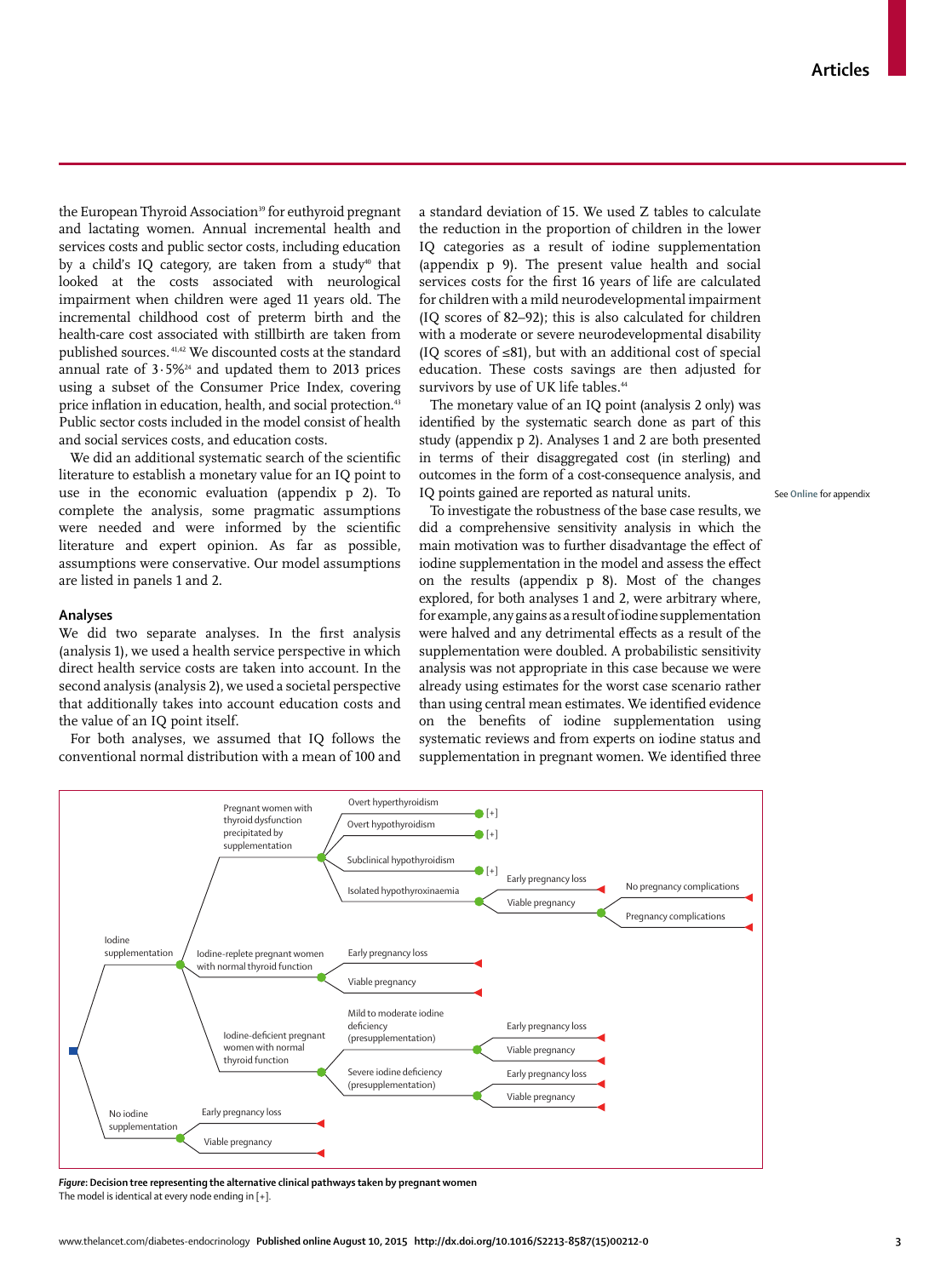the European Thyroid Association[39] for euthyroid pregnant and lactating women. Annual incremental health and services costs and public sector costs, including education by a child's IQ category, are taken from a study[40] that looked at the costs associated with neurological impairment when children were aged 11 years old. The incremental childhood cost of preterm birth and the health-care cost associated with stillbirth are taken from published sources.[41,42] We discounted costs at the standard annual rate of 3·5%[24] and updated them to 2013 prices using a subset of the Consumer Price Index, covering price inflation in education, health, and social protection.[43] Public sector costs included in the model consist of health and social services costs, and education costs.

We did an additional systematic search of the scientific literature to establish a monetary value for an IQ point to use in the economic evaluation (appendix p 2). To complete the analysis, some pragmatic assumptions were needed and were informed by the scientific literature and expert opinion. As far as possible, assumptions were conservative. Our model assumptions are listed in panels 1 and 2.

## Analyses

We did two separate analyses. In the first analysis (analysis 1), we used a health service perspective in which direct health service costs are taken into account. In the second analysis (analysis 2), we used a societal perspective that additionally takes into account education costs and the value of an IQ point itself.

For both analyses, we assumed that IQ follows the conventional normal distribution with a mean of 100 and a standard deviation of 15. We used Z tables to calculate the reduction in the proportion of children in the lower IQ categories as a result of iodine supplementation (appendix p 9). The present value health and social services costs for the first 16 years of life are calculated for children with a mild neurodevelopmental impairment (IQ scores of 82–92); this is also calculated for children with a moderate or severe neurodevelopmental disability (IQ scores of ≤81), but with an additional cost of special education. These costs savings are then adjusted for survivors by use of UK life tables.[44]

The monetary value of an IQ point (analysis 2 only) was identified by the systematic search done as part of this study (appendix p 2). Analyses 1 and 2 are both presented in terms of their disaggregated cost (in sterling) and outcomes in the form of a cost-consequence analysis, and IQ points gained are reported as natural units.

See Online for appendix

To investigate the robustness of the base case results, we did a comprehensive sensitivity analysis in which the main motivation was to further disadvantage the effect of iodine supplementation in the model and assess the effect on the results (appendix p 8). Most of the changes explored, for both analyses 1 and 2, were arbitrary where, for example, any gains as a result of iodine supplementation were halved and any detrimental effects as a result of the supplementation were doubled. A probabilistic sensitivity analysis was not appropriate in this case because we were already using estimates for the worst case scenario rather than using central mean estimates. We identified evidence on the benefits of iodine supplementation using systematic reviews and from experts on iodine status and supplementation in pregnant women. We identified three

**Figure: Decision tree representing the alternative clinical pathways taken by pregnant women**
The model is identical at every node ending in [+].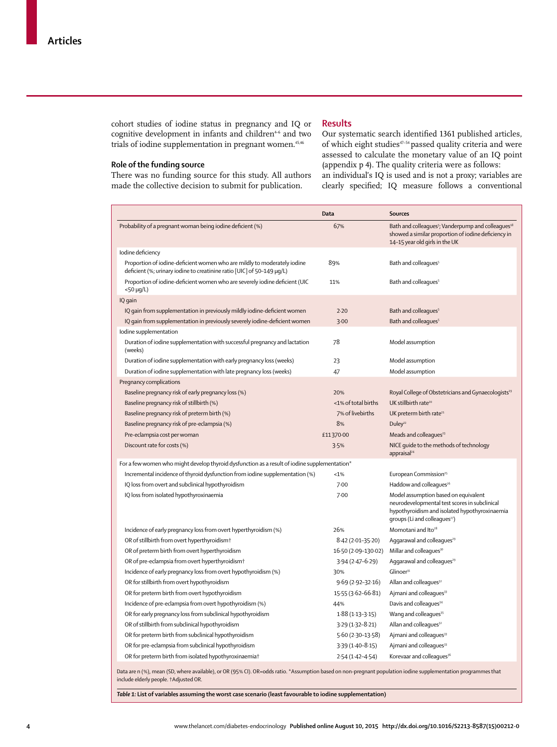cohort studies of iodine status in pregnancy and IQ or cognitive development in infants and children[4–6] and two trials of iodine supplementation in pregnant women.[45,46]

## Role of the funding source

There was no funding source for this study. All authors made the collective decision to submit for publication.

## Results

Our systematic search identified 1361 published articles, of which eight studies[47–54] passed quality criteria and were assessed to calculate the monetary value of an IQ point (appendix p 4). The quality criteria were as follows: an individual's IQ is used and is not a proxy; variables are clearly specified; IQ measure follows a conventional

| | Data | Sources |
|---|---|---|
| Probability of a pregnant woman being iodine deficient (%) | 67% | Bath and colleagues[5]; Vanderpump and colleagues[18] showed a similar proportion of iodine deficiency in 14–15 year old girls in the UK |
| Iodine deficiency | | |
| Proportion of iodine-deficient women who are mildly to moderately iodine deficient (%; urinary iodine to creatinine ratio [UIC] of 50–149 μg/L) | 89% | Bath and colleagues[5] |
| Proportion of iodine-deficient women who are severely iodine deficient (UIC <50 μg/L) | 11% | Bath and colleagues[5] |
| IQ gain | | |
| IQ gain from supplementation in previously mildly iodine-deficient women | 2·20 | Bath and colleagues[5] |
| IQ gain from supplementation in previously severely iodine-deficient women | 3·00 | Bath and colleagues[5] |
| Iodine supplementation | | |
| Duration of iodine supplementation with successful pregnancy and lactation (weeks) | 78 | Model assumption |
| Duration of iodine supplementation with early pregnancy loss (weeks) | 23 | Model assumption |
| Duration of iodine supplementation with late pregnancy loss (weeks) | 47 | Model assumption |
| Pregnancy complications | | |
| Baseline pregnancy risk of early pregnancy loss (%) | 20% | Royal College of Obstetricians and Gynaecologists[19] |
| Baseline pregnancy risk of stillbirth (%) | <1% of total births | UK stillbirth rate[20] |
| Baseline pregnancy risk of preterm birth (%) | 7% of livebirths | UK preterm birth rate[21] |
| Baseline pregnancy risk of pre-eclampsia (%) | 8% | Duley[22] |
| Pre-eclampsia cost per woman | £11370·00 | Meads and colleagues[23] |
| Discount rate for costs (%) | 3·5% | NICE guide to the methods of technology appraisal[24] |
| For a few women who might develop thyroid dysfunction as a result of iodine supplementation* | | |
| Incremental incidence of thyroid dysfunction from iodine supplementation (%) | <1% | European Commission[25] |
| IQ loss from overt and subclinical hypothyroidism | 7·00 | Haddow and colleagues[26] |
| IQ loss from isolated hypothyroxinaemia | 7·00 | Model assumption based on equivalent neurodevelopmental test scores in subclinical hypothyroidism and isolated hypothyroxinaemia groups (Li and colleagues[27]) |
| Incidence of early pregnancy loss from overt hyperthyroidism (%) | 26% | Momotani and Ito[28] |
| OR of stillbirth from overt hyperthyroidism† | 8·42 (2·01–35·20) | Aggarawal and colleagues[29] |
| OR of preterm birth from overt hyperthyroidism | 16·50 (2·09–130·02) | Millar and colleagues[30] |
| OR of pre-eclampsia from overt hyperthyroidism† | 3·94 (2·47–6·29) | Aggarawal and colleagues[29] |
| Incidence of early pregnancy loss from overt hypothyroidism (%) | 30% | Glinoer[31] |
| OR for stillbirth from overt hypothyroidism | 9·69 (2·92–32·16) | Allan and colleagues[32] |
| OR for preterm birth from overt hypothyroidism | 15·55 (3·62–66·81) | Ajmani and colleagues[33] |
| Incidence of pre-eclampsia from overt hypothyroidism (%) | 44% | Davis and colleagues[34] |
| OR for early pregnancy loss from subclinical hypothyroidism | 1·88 (1·13–3·15) | Wang and colleagues[35] |
| OR of stillbirth from subclinical hypothyroidism | 3·29 (1·32–8·21) | Allan and colleagues[32] |
| OR for preterm birth from subclinical hypothyroidism | 5·60 (2·30–13·58) | Ajmani and colleagues[33] |
| OR for pre-eclampsia from subclinical hypothyroidism | 3·39 (1·40–8·15) | Ajmani and colleagues[33] |
| OR for preterm birth from isolated hypothyroxinaemia† | 2·54 (1·42–4·54) | Korevaar and colleagues[36] |

Data are n (%), mean (SD, where available), or OR (95% CI). OR=odds ratio. *Assumption based on non-pregnant population iodine supplementation programmes that include elderly people. †Adjusted OR.

***Table 1:*** **List of variables assuming the worst case scenario (least favourable to iodine supplementation)**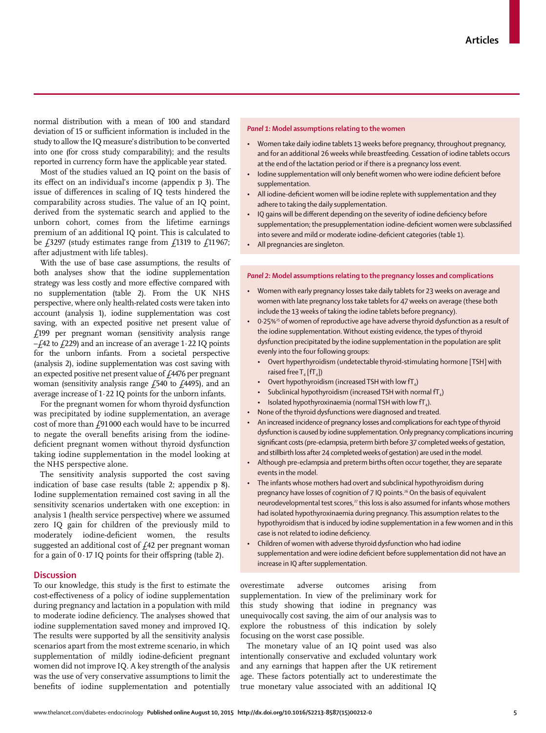normal distribution with a mean of 100 and standard deviation of 15 or sufficient information is included in the study to allow the IQ measure's distribution to be converted into one (for cross study comparability); and the results reported in currency form have the applicable year stated.

Most of the studies valued an IQ point on the basis of its effect on an individual's income (appendix p 3). The issue of differences in scaling of IQ tests hindered the comparability across studies. The value of an IQ point, derived from the systematic search and applied to the unborn cohort, comes from the lifetime earnings premium of an additional IQ point. This is calculated to be £3297 (study estimates range from £1319 to £11 967; after adjustment with life tables).

With the use of base case assumptions, the results of both analyses show that the iodine supplementation strategy was less costly and more effective compared with no supplementation (table 2). From the UK NHS perspective, where only health-related costs were taken into account (analysis 1), iodine supplementation was cost saving, with an expected positive net present value of £199 per pregnant woman (sensitivity analysis range –£42 to £229) and an increase of an average 1·22 IQ points for the unborn infants. From a societal perspective (analysis 2), iodine supplementation was cost saving with an expected positive net present value of £4476 per pregnant woman (sensitivity analysis range £540 to £4495), and an average increase of 1·22 IQ points for the unborn infants.

For the pregnant women for whom thyroid dysfunction was precipitated by iodine supplementation, an average cost of more than £91 000 each would have to be incurred to negate the overall benefits arising from the iodine-deficient pregnant women without thyroid dysfunction taking iodine supplementation in the model looking at the NHS perspective alone.

The sensitivity analysis supported the cost saving indication of base case results (table 2; appendix p 8). Iodine supplementation remained cost saving in all the sensitivity scenarios undertaken with one exception: in analysis 1 (health service perspective) where we assumed zero IQ gain for children of the previously mild to moderately iodine-deficient women, the results suggested an additional cost of £42 per pregnant woman for a gain of 0·17 IQ points for their offspring (table 2).

## Discussion

To our knowledge, this study is the first to estimate the cost-effectiveness of a policy of iodine supplementation during pregnancy and lactation in a population with mild to moderate iodine deficiency. The analyses showed that iodine supplementation saved money and improved IQ. The results were supported by all the sensitivity analysis scenarios apart from the most extreme scenario, in which supplementation of mildly iodine-deficient pregnant women did not improve IQ. A key strength of the analysis was the use of very conservative assumptions to limit the benefits of iodine supplementation and potentially overestimate adverse outcomes arising from supplementation. In view of the preliminary work for this study showing that iodine in pregnancy was unequivocally cost saving, the aim of our analysis was to explore the robustness of this indication by solely focusing on the worst case possible.

The monetary value of an IQ point used was also intentionally conservative and excluded voluntary work and any earnings that happen after the UK retirement age. These factors potentially act to underestimate the true monetary value associated with an additional IQ

---

**Panel 1: Model assumptions relating to the women**

- Women take daily iodine tablets 13 weeks before pregnancy, throughout pregnancy, and for an additional 26 weeks while breastfeeding. Cessation of iodine tablets occurs at the end of the lactation period or if there is a pregnancy loss event.
- Iodine supplementation will only benefit women who were iodine deficient before supplementation.
- All iodine-deficient women will be iodine replete with supplementation and they adhere to taking the daily supplementation.
- IQ gains will be different depending on the severity of iodine deficiency before supplementation; the presupplementation iodine-deficient women were subclassified into severe and mild or moderate iodine-deficient categories (table 1).
- All pregnancies are singleton.

---

**Panel 2: Model assumptions relating to the pregnancy losses and complications**

- Women with early pregnancy losses take daily tablets for 23 weeks on average and women with late pregnancy loss take tablets for 47 weeks on average (these both include the 13 weeks of taking the iodine tablets before pregnancy).
- 0·25%[25] of women of reproductive age have adverse thyroid dysfunction as a result of the iodine supplementation. Without existing evidence, the types of thyroid dysfunction precipitated by the iodine supplementation in the population are split evenly into the four following groups:
  - Overt hyperthyroidism (undetectable thyroid-stimulating hormone [TSH] with raised free $T_4$ [$fT_4$])
  - Overt hypothyroidism (increased TSH with low $fT_4$)
  - Subclinical hypothyroidism (increased TSH with normal $fT_4$)
  - Isolated hypothyroxinaemia (normal TSH with low $fT_4$).
- None of the thyroid dysfunctions were diagnosed and treated.
- An increased incidence of pregnancy losses and complications for each type of thyroid dysfunction is caused by iodine supplementation. Only pregnancy complications incurring significant costs (pre-eclampsia, preterm birth before 37 completed weeks of gestation, and stillbirth loss after 24 completed weeks of gestation) are used in the model.
- Although pre-eclampsia and preterm births often occur together, they are separate events in the model.
- The infants whose mothers had overt and subclinical hypothyroidism during pregnancy have losses of cognition of 7 IQ points.[26] On the basis of equivalent neurodevelopmental test scores,[27] this loss is also assumed for infants whose mothers had isolated hypothyroxinaemia during pregnancy. This assumption relates to the hypothyroidism that is induced by iodine supplementation in a few women and in this case is not related to iodine deficiency.
- Children of women with adverse thyroid dysfunction who had iodine supplementation and were iodine deficient before supplementation did not have an increase in IQ after supplementation.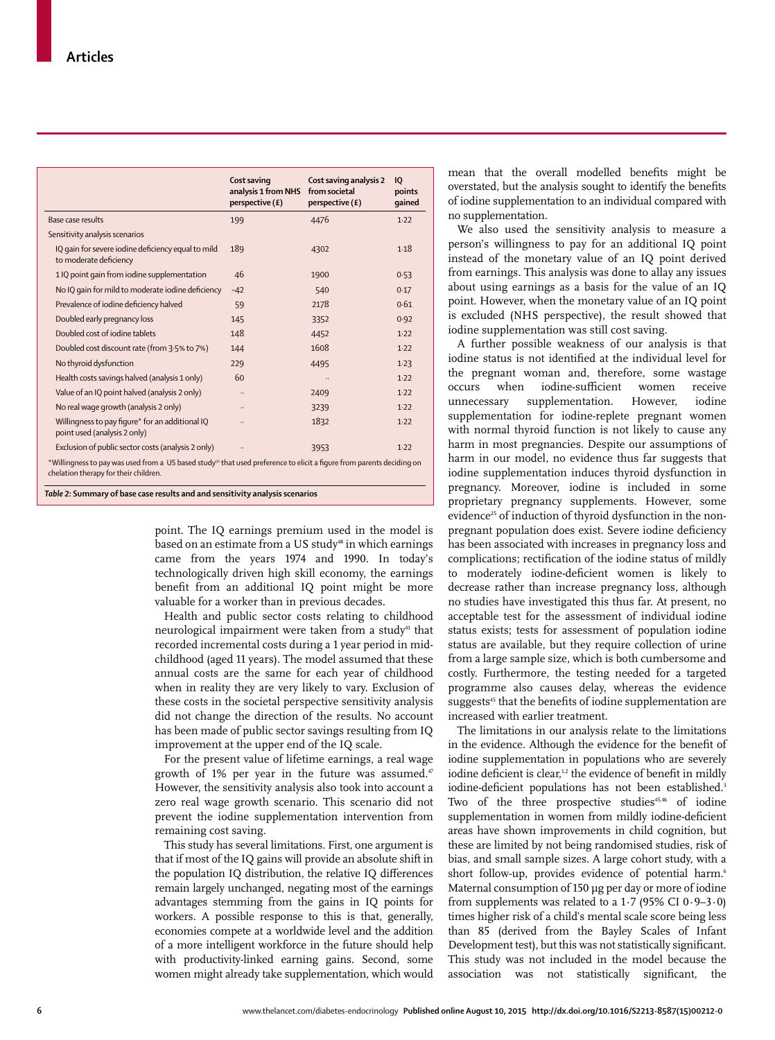| | Cost saving analysis 1 from NHS perspective (£) | Cost saving analysis 2 from societal perspective (£) | IQ points gained |
|---|---|---|---|
| Base case results | 199 | 4476 | 1·22 |
| Sensitivity analysis scenarios | | | |
| IQ gain for severe iodine deficiency equal to mild to moderate deficiency | 189 | 4302 | 1·18 |
| 1 IQ point gain from iodine supplementation | 46 | 1900 | 0·53 |
| No IQ gain for mild to moderate iodine deficiency | −42 | 540 | 0·17 |
| Prevalence of iodine deficiency halved | 59 | 2178 | 0·61 |
| Doubled early pregnancy loss | 145 | 3352 | 0·92 |
| Doubled cost of iodine tablets | 148 | 4452 | 1·22 |
| Doubled cost discount rate (from 3·5% to 7%) | 144 | 1608 | 1·22 |
| No thyroid dysfunction | 229 | 4495 | 1·23 |
| Health costs savings halved (analysis 1 only) | 60 | .. | 1·22 |
| Value of an IQ point halved (analysis 2 only) | .. | 2409 | 1·22 |
| No real wage growth (analysis 2 only) | .. | 3239 | 1·22 |
| Willingness to pay figure* for an additional IQ point used (analysis 2 only) | .. | 1832 | 1·22 |
| Exclusion of public sector costs (analysis 2 only) | .. | 3953 | 1·22 |

*Willingness to pay was used from a US based study[50] that used preference to elicit a figure from parents deciding on chelation therapy for their children.

*Table 2:* **Summary of base case results and and sensitivity analysis scenarios**

point. The IQ earnings premium used in the model is based on an estimate from a US study[48] in which earnings came from the years 1974 and 1990. In today's technologically driven high skill economy, the earnings benefit from an additional IQ point might be more valuable for a worker than in previous decades.

Health and public sector costs relating to childhood neurological impairment were taken from a study[41] that recorded incremental costs during a 1 year period in mid-childhood (aged 11 years). The model assumed that these annual costs are the same for each year of childhood when in reality they are very likely to vary. Exclusion of these costs in the societal perspective sensitivity analysis did not change the direction of the results. No account has been made of public sector savings resulting from IQ improvement at the upper end of the IQ scale.

For the present value of lifetime earnings, a real wage growth of 1% per year in the future was assumed.[47] However, the sensitivity analysis also took into account a zero real wage growth scenario. This scenario did not prevent the iodine supplementation intervention from remaining cost saving.

This study has several limitations. First, one argument is that if most of the IQ gains will provide an absolute shift in the population IQ distribution, the relative IQ differences remain largely unchanged, negating most of the earnings advantages stemming from the gains in IQ points for workers. A possible response to this is that, generally, economies compete at a worldwide level and the addition of a more intelligent workforce in the future should help with productivity-linked earning gains. Second, some women might already take supplementation, which would mean that the overall modelled benefits might be overstated, but the analysis sought to identify the benefits of iodine supplementation to an individual compared with no supplementation.

We also used the sensitivity analysis to measure a person's willingness to pay for an additional IQ point instead of the monetary value of an IQ point derived from earnings. This analysis was done to allay any issues about using earnings as a basis for the value of an IQ point. However, when the monetary value of an IQ point is excluded (NHS perspective), the result showed that iodine supplementation was still cost saving.

A further possible weakness of our analysis is that iodine status is not identified at the individual level for the pregnant woman and, therefore, some wastage occurs when iodine-sufficient women receive unnecessary supplementation. However, iodine supplementation for iodine-replete pregnant women with normal thyroid function is not likely to cause any harm in most pregnancies. Despite our assumptions of harm in our model, no evidence thus far suggests that iodine supplementation induces thyroid dysfunction in pregnancy. Moreover, iodine is included in some proprietary pregnancy supplements. However, some evidence[25] of induction of thyroid dysfunction in the non-pregnant population does exist. Severe iodine deficiency has been associated with increases in pregnancy loss and complications; rectification of the iodine status of mildly to moderately iodine-deficient women is likely to decrease rather than increase pregnancy loss, although no studies have investigated this thus far. At present, no acceptable test for the assessment of individual iodine status exists; tests for assessment of population iodine status are available, but they require collection of urine from a large sample size, which is both cumbersome and costly. Furthermore, the testing needed for a targeted programme also causes delay, whereas the evidence suggests[45] that the benefits of iodine supplementation are increased with earlier treatment.

The limitations in our analysis relate to the limitations in the evidence. Although the evidence for the benefit of iodine supplementation in populations who are severely iodine deficient is clear,[1,2] the evidence of benefit in mildly iodine-deficient populations has not been established.[3] Two of the three prospective studies[45,46] of iodine supplementation in women from mildly iodine-deficient areas have shown improvements in child cognition, but these are limited by not being randomised studies, risk of bias, and small sample sizes. A large cohort study, with a short follow-up, provides evidence of potential harm.[6] Maternal consumption of 150 µg per day or more of iodine from supplements was related to a 1·7 (95% CI 0·9–3·0) times higher risk of a child's mental scale score being less than 85 (derived from the Bayley Scales of Infant Development test), but this was not statistically significant. This study was not included in the model because the association was not statistically significant, the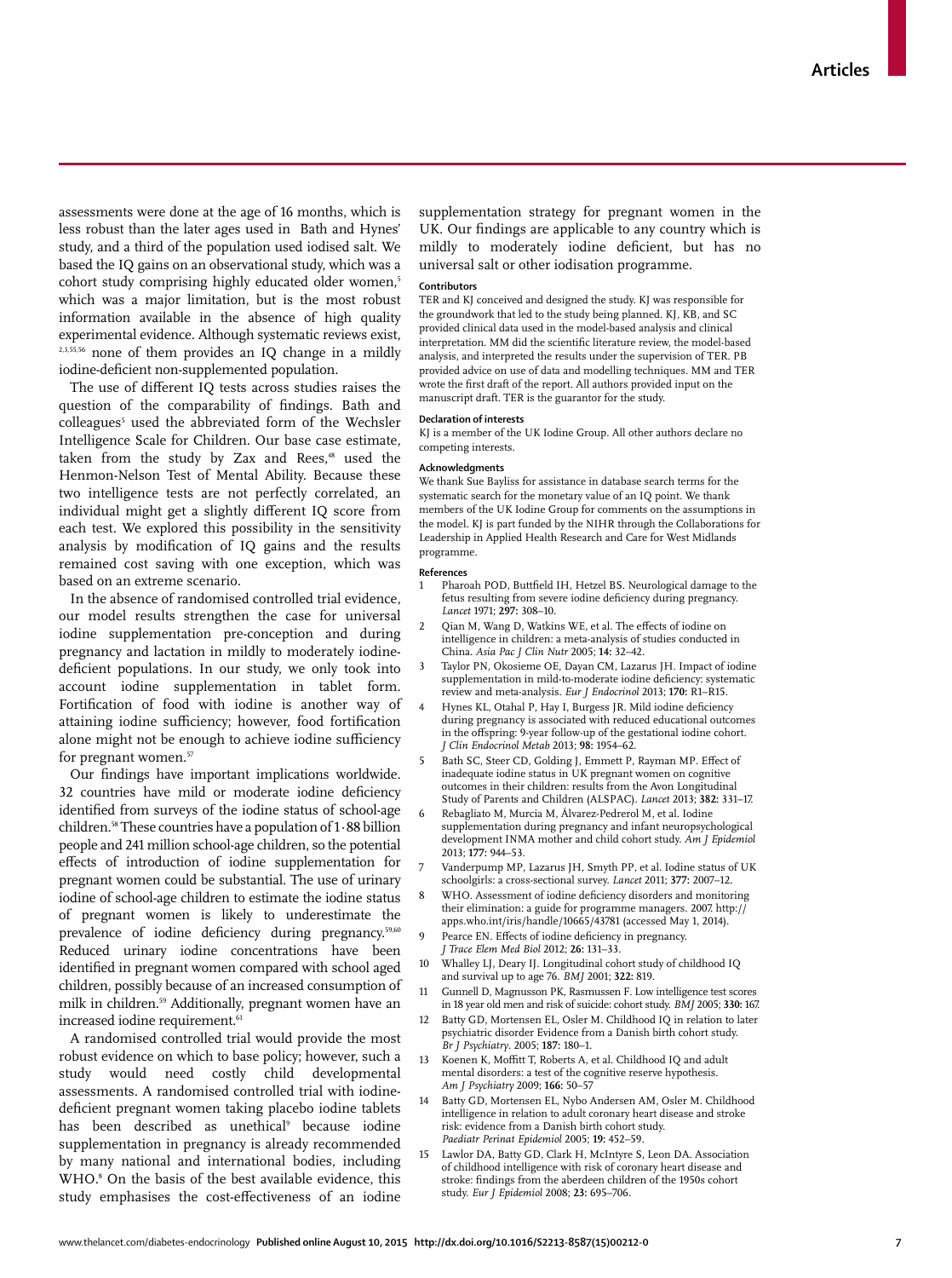assessments were done at the age of 16 months, which is less robust than the later ages used in Bath and Hynes' study, and a third of the population used iodised salt. We based the IQ gains on an observational study, which was a cohort study comprising highly educated older women,[5] which was a major limitation, but is the most robust information available in the absence of high quality experimental evidence. Although systematic reviews exist,[2,3,55,56] none of them provides an IQ change in a mildly iodine-deficient non-supplemented population.

The use of different IQ tests across studies raises the question of the comparability of findings. Bath and colleagues[5] used the abbreviated form of the Wechsler Intelligence Scale for Children. Our base case estimate, taken from the study by Zax and Rees,[48] used the Henmon-Nelson Test of Mental Ability. Because these two intelligence tests are not perfectly correlated, an individual might get a slightly different IQ score from each test. We explored this possibility in the sensitivity analysis by modification of IQ gains and the results remained cost saving with one exception, which was based on an extreme scenario.

In the absence of randomised controlled trial evidence, our model results strengthen the case for universal iodine supplementation pre-conception and during pregnancy and lactation in mildly to moderately iodine-deficient populations. In our study, we only took into account iodine supplementation in tablet form. Fortification of food with iodine is another way of attaining iodine sufficiency; however, food fortification alone might not be enough to achieve iodine sufficiency for pregnant women.[57]

Our findings have important implications worldwide. 32 countries have mild or moderate iodine deficiency identified from surveys of the iodine status of school-age children.[58] These countries have a population of 1·88 billion people and 241 million school-age children, so the potential effects of introduction of iodine supplementation for pregnant women could be substantial. The use of urinary iodine of school-age children to estimate the iodine status of pregnant women is likely to underestimate the prevalence of iodine deficiency during pregnancy.[59,60] Reduced urinary iodine concentrations have been identified in pregnant women compared with school aged children, possibly because of an increased consumption of milk in children.[59] Additionally, pregnant women have an increased iodine requirement.[61]

A randomised controlled trial would provide the most robust evidence on which to base policy; however, such a study would need costly child developmental assessments. A randomised controlled trial with iodine-deficient pregnant women taking placebo iodine tablets has been described as unethical[9] because iodine supplementation in pregnancy is already recommended by many national and international bodies, including WHO.[8] On the basis of the best available evidence, this study emphasises the cost-effectiveness of an iodine supplementation strategy for pregnant women in the UK. Our findings are applicable to any country which is mildly to moderately iodine deficient, but has no universal salt or other iodisation programme.

#### Contributors

TER and KJ conceived and designed the study. KJ was responsible for the groundwork that led to the study being planned. KJ, KB, and SC provided clinical data used in the model-based analysis and clinical interpretation. MM did the scientific literature review, the model-based analysis, and interpreted the results under the supervision of TER. PB provided advice on use of data and modelling techniques. MM and TER wrote the first draft of the report. All authors provided input on the manuscript draft. TER is the guarantor for the study.

#### Declaration of interests

KJ is a member of the UK Iodine Group. All other authors declare no competing interests.

#### Acknowledgments

We thank Sue Bayliss for assistance in database search terms for the systematic search for the monetary value of an IQ point. We thank members of the UK Iodine Group for comments on the assumptions in the model. KJ is part funded by the NIHR through the Collaborations for Leadership in Applied Health Research and Care for West Midlands programme.

#### References

1. Pharoah POD, Buttfield IH, Hetzel BS. Neurological damage to the fetus resulting from severe iodine deficiency during pregnancy. *Lancet* 1971; **297:** 308–10.
2. Qian M, Wang D, Watkins WE, et al. The effects of iodine on intelligence in children: a meta-analysis of studies conducted in China. *Asia Pac J Clin Nutr* 2005; **14:** 32–42.
3. Taylor PN, Okosieme OE, Dayan CM, Lazarus JH. Impact of iodine supplementation in mild-to-moderate iodine deficiency: systematic review and meta-analysis. *Eur J Endocrinol* 2013; **170:** R1–R15.
4. Hynes KL, Otahal P, Hay I, Burgess JR. Mild iodine deficiency during pregnancy is associated with reduced educational outcomes in the offspring: 9-year follow-up of the gestational iodine cohort. *J Clin Endocrinol Metab* 2013; **98:** 1954–62.
5. Bath SC, Steer CD, Golding J, Emmett P, Rayman MP. Effect of inadequate iodine status in UK pregnant women on cognitive outcomes in their children: results from the Avon Longitudinal Study of Parents and Children (ALSPAC). *Lancet* 2013; **382:** 331–17.
6. Rebagliato M, Murcia M, Álvarez-Pedrerol M, et al. Iodine supplementation during pregnancy and infant neuropsychological development INMA mother and child cohort study. *Am J Epidemiol* 2013; **177:** 944–53.
7. Vanderpump MP, Lazarus JH, Smyth PP, et al. Iodine status of UK schoolgirls: a cross-sectional survey. *Lancet* 2011; **377:** 2007–12.
8. WHO. Assessment of iodine deficiency disorders and monitoring their elimination: a guide for programme managers. 2007. http://apps.who.int/iris/handle/10665/43781 (accessed May 1, 2014).
9. Pearce EN. Effects of iodine deficiency in pregnancy. *J Trace Elem Med Biol* 2012; **26:** 131–33.
10. Whalley LJ, Deary IJ. Longitudinal cohort study of childhood IQ and survival up to age 76. *BMJ* 2001; **322:** 819.
11. Gunnell D, Magnusson PK, Rasmussen F. Low intelligence test scores in 18 year old men and risk of suicide: cohort study. *BMJ* 2005; **330:** 167.
12. Batty GD, Mortensen EL, Osler M. Childhood IQ in relation to later psychiatric disorder Evidence from a Danish birth cohort study. *Br J Psychiatry*. 2005; **187:** 180–1.
13. Koenen K, Moffitt T, Roberts A, et al. Childhood IQ and adult mental disorders: a test of the cognitive reserve hypothesis. *Am J Psychiatry* 2009; **166:** 50–57
14. Batty GD, Mortensen EL, Nybo Andersen AM, Osler M. Childhood intelligence in relation to adult coronary heart disease and stroke risk: evidence from a Danish birth cohort study. *Paediatr Perinat Epidemiol* 2005; **19:** 452–59.
15. Lawlor DA, Batty GD, Clark H, McIntyre S, Leon DA. Association of childhood intelligence with risk of coronary heart disease and stroke: findings from the aberdeen children of the 1950s cohort study. *Eur J Epidemiol* 2008; **23:** 695–706.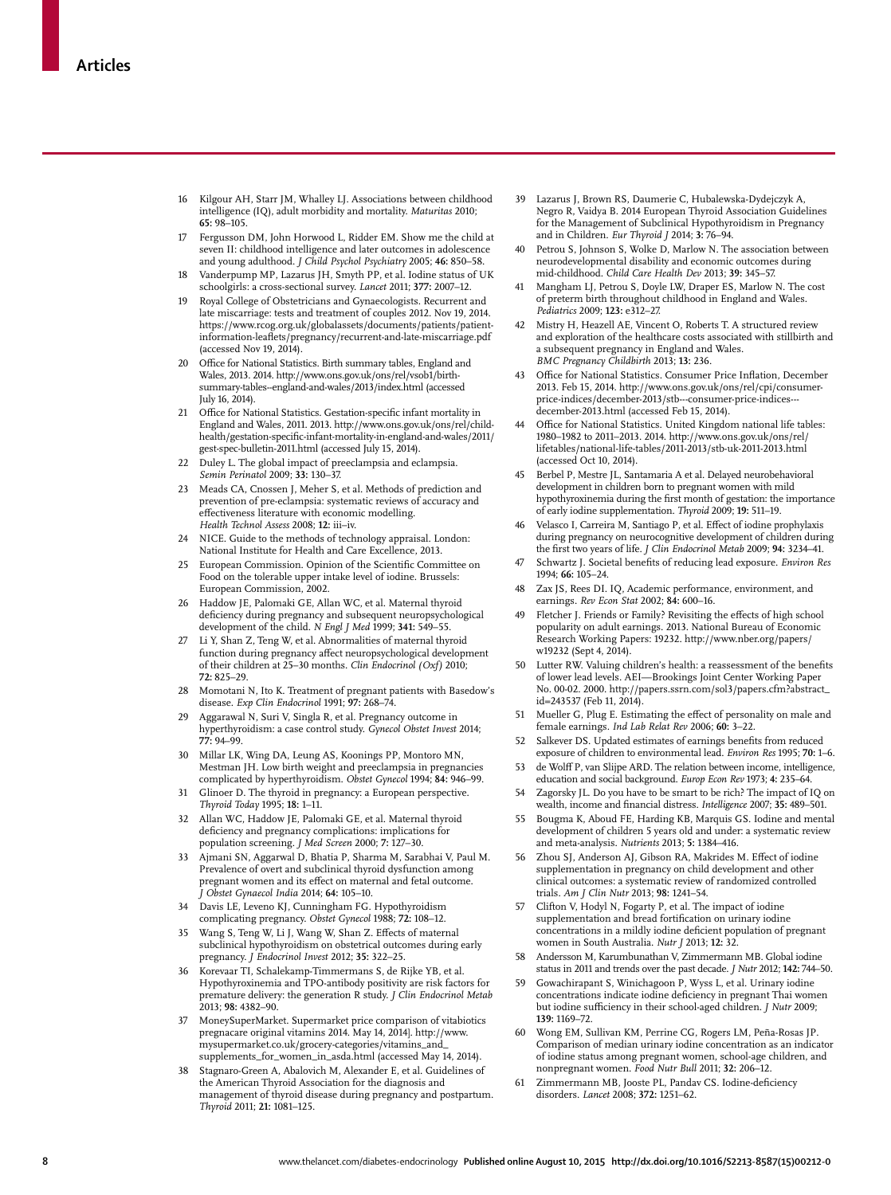16 Kilgour AH, Starr JM, Whalley LJ. Associations between childhood intelligence (IQ), adult morbidity and mortality. *Maturitas* 2010; **65:** 98–105.

17 Fergusson DM, John Horwood L, Ridder EM. Show me the child at seven II: childhood intelligence and later outcomes in adolescence and young adulthood. *J Child Psychol Psychiatry* 2005; **46:** 850–58.

18 Vanderpump MP, Lazarus JH, Smyth PP, et al. Iodine status of UK schoolgirls: a cross-sectional survey. *Lancet* 2011; **377:** 2007–12.

19 Royal College of Obstetricians and Gynaecologists. Recurrent and late miscarriage: tests and treatment of couples 2012. Nov 19, 2014. https://www.rcog.org.uk/globalassets/documents/patients/patient-information-leaflets/pregnancy/recurrent-and-late-miscarriage.pdf (accessed Nov 19, 2014).

20 Office for National Statistics. Birth summary tables, England and Wales, 2013. 2014. http://www.ons.gov.uk/ons/rel/vsob1/birth-summary-tables--england-and-wales/2013/index.html (accessed July 16, 2014).

21 Office for National Statistics. Gestation-specific infant mortality in England and Wales, 2011. 2013. http://www.ons.gov.uk/ons/rel/child-health/gestation-specific-infant-mortality-in-england-and-wales/2011/gest-spec-bulletin-2011.html (accessed July 15, 2014).

22 Duley L. The global impact of preeclampsia and eclampsia. *Semin Perinatol* 2009; **33:** 130–37.

23 Meads CA, Cnossen J, Meher S, et al. Methods of prediction and prevention of pre-eclampsia: systematic reviews of accuracy and effectiveness literature with economic modelling. *Health Technol Assess* 2008; **12:** iii–iv.

24 NICE. Guide to the methods of technology appraisal. London: National Institute for Health and Care Excellence, 2013.

25 European Commission. Opinion of the Scientific Committee on Food on the tolerable upper intake level of iodine. Brussels: European Commission, 2002.

26 Haddow JE, Palomaki GE, Allan WC, et al. Maternal thyroid deficiency during pregnancy and subsequent neuropsychological development of the child. *N Engl J Med* 1999; **341:** 549–55.

27 Li Y, Shan Z, Teng W, et al. Abnormalities of maternal thyroid function during pregnancy affect neuropsychological development of their children at 25–30 months. *Clin Endocrinol (Oxf)* 2010; **72:** 825–29.

28 Momotani N, Ito K. Treatment of pregnant patients with Basedow's disease. *Exp Clin Endocrinol* 1991; **97:** 268–74.

29 Aggarawal N, Suri V, Singla R, et al. Pregnancy outcome in hyperthyroidism: a case control study. *Gynecol Obstet Invest* 2014; **77:** 94–99.

30 Millar LK, Wing DA, Leung AS, Koonings PP, Montoro MN, Mestman JH. Low birth weight and preeclampsia in pregnancies complicated by hyperthyroidism. *Obstet Gynecol* 1994; **84:** 946–99.

31 Glinoer D. The thyroid in pregnancy: a European perspective. *Thyroid Today* 1995; **18:** 1–11.

32 Allan WC, Haddow JE, Palomaki GE, et al. Maternal thyroid deficiency and pregnancy complications: implications for population screening. *J Med Screen* 2000; **7:** 127–30.

33 Ajmani SN, Aggarwal D, Bhatia P, Sharma M, Sarabhai V, Paul M. Prevalence of overt and subclinical thyroid dysfunction among pregnant women and its effect on maternal and fetal outcome. *J Obstet Gynaecol India* 2014; **64:** 105–10.

34 Davis LE, Leveno KJ, Cunningham FG. Hypothyroidism complicating pregnancy. *Obstet Gynecol* 1988; **72:** 108–12.

35 Wang S, Teng W, Li J, Wang W, Shan Z. Effects of maternal subclinical hypothyroidism on obstetrical outcomes during early pregnancy. *J Endocrinol Invest* 2012; **35:** 322–25.

36 Korevaar TI, Schalekamp-Timmermans S, de Rijke YB, et al. Hypothyroxinemia and TPO-antibody positivity are risk factors for premature delivery: the generation R study. *J Clin Endocrinol Metab* 2013; **98:** 4382–90.

37 MoneySuperMarket. Supermarket price comparison of vitabiotics pregnacare original vitamins 2014. May 14, 2014]. http://www.mysupermarket.co.uk/grocery-categories/vitamins_and_supplements_for_women_in_asda.html (accessed May 14, 2014).

38 Stagnaro-Green A, Abalovich M, Alexander E, et al. Guidelines of the American Thyroid Association for the diagnosis and management of thyroid disease during pregnancy and postpartum. *Thyroid* 2011; **21:** 1081–125.

39 Lazarus J, Brown RS, Daumerie C, Hubalewska-Dydejczyk A, Negro R, Vaidya B. 2014 European Thyroid Association Guidelines for the Management of Subclinical Hypothyroidism in Pregnancy and in Children. *Eur Thyroid J* 2014; **3:** 76–94.

40 Petrou S, Johnson S, Wolke D, Marlow N. The association between neurodevelopmental disability and economic outcomes during mid-childhood. *Child Care Health Dev* 2013; **39:** 345–57.

41 Mangham LJ, Petrou S, Doyle LW, Draper ES, Marlow N. The cost of preterm birth throughout childhood in England and Wales. *Pediatrics* 2009; **123:** e312–27.

42 Mistry H, Heazell AE, Vincent O, Roberts T. A structured review and exploration of the healthcare costs associated with stillbirth and a subsequent pregnancy in England and Wales. *BMC Pregnancy Childbirth* 2013; **13:** 236.

43 Office for National Statistics. Consumer Price Inflation, December 2013. Feb 15, 2014. http://www.ons.gov.uk/ons/rel/cpi/consumer-price-indices/december-2013/stb---consumer-price-indices---december-2013.html (accessed Feb 15, 2014).

44 Office for National Statistics. United Kingdom national life tables: 1980–1982 to 2011–2013. 2014. http://www.ons.gov.uk/ons/rel/lifetables/national-life-tables/2011-2013/stb-uk-2011-2013.html (accessed Oct 10, 2014).

45 Berbel P, Mestre JL, Santamaria A et al. Delayed neurobehavioral development in children born to pregnant women with mild hypothyroxinemia during the first month of gestation: the importance of early iodine supplementation. *Thyroid* 2009; **19:** 511–19.

46 Velasco I, Carreira M, Santiago P, et al. Effect of iodine prophylaxis during pregnancy on neurocognitive development of children during the first two years of life. *J Clin Endocrinol Metab* 2009; **94:** 3234–41.

47 Schwartz J. Societal benefits of reducing lead exposure. *Environ Res* 1994; **66:** 105–24.

48 Zax JS, Rees DI. IQ, Academic performance, environment, and earnings. *Rev Econ Stat* 2002; **84:** 600–16.

49 Fletcher J. Friends or Family? Revisiting the effects of high school popularity on adult earnings. 2013. National Bureau of Economic Research Working Papers: 19232. http://www.nber.org/papers/w19232 (Sept 4, 2014).

50 Lutter RW. Valuing children's health: a reassessment of the benefits of lower lead levels. AEI—Brookings Joint Center Working Paper No. 00-02. 2000. http://papers.ssrn.com/sol3/papers.cfm?abstract_id=243537 (Feb 11, 2014).

51 Mueller G, Plug E. Estimating the effect of personality on male and female earnings. *Ind Lab Relat Rev* 2006; **60:** 3–22.

52 Salkever DS. Updated estimates of earnings benefits from reduced exposure of children to environmental lead. *Environ Res* 1995; **70:** 1–6.

53 de Wolff P, van Slijpe ARD. The relation between income, intelligence, education and social background. *Europ Econ Rev* 1973; **4:** 235–64.

54 Zagorsky JL. Do you have to be smart to be rich? The impact of IQ on wealth, income and financial distress. *Intelligence* 2007; **35:** 489–501.

55 Bougma K, Aboud FE, Harding KB, Marquis GS. Iodine and mental development of children 5 years old and under: a systematic review and meta-analysis. *Nutrients* 2013; **5:** 1384–416.

56 Zhou SJ, Anderson AJ, Gibson RA, Makrides M. Effect of iodine supplementation in pregnancy on child development and other clinical outcomes: a systematic review of randomized controlled trials. *Am J Clin Nutr* 2013; **98:** 1241–54.

57 Clifton V, Hodyl N, Fogarty P, et al. The impact of iodine supplementation and bread fortification on urinary iodine concentrations in a mildly iodine deficient population of pregnant women in South Australia. *Nutr J* 2013; **12:** 32.

58 Andersson M, Karumbunathan V, Zimmermann MB. Global iodine status in 2011 and trends over the past decade. *J Nutr* 2012; **142:** 744–50.

59 Gowachirapant S, Winichagoon P, Wyss L, et al. Urinary iodine concentrations indicate iodine deficiency in pregnant Thai women but iodine sufficiency in their school-aged children. *J Nutr* 2009; **139:** 1169–72.

60 Wong EM, Sullivan KM, Perrine CG, Rogers LM, Peña-Rosas JP. Comparison of median urinary iodine concentration as an indicator of iodine status among pregnant women, school-age children, and nonpregnant women. *Food Nutr Bull* 2011; **32:** 206–12.

61 Zimmermann MB, Jooste PL, Pandav CS. Iodine-deficiency disorders. *Lancet* 2008; **372:** 1251–62.